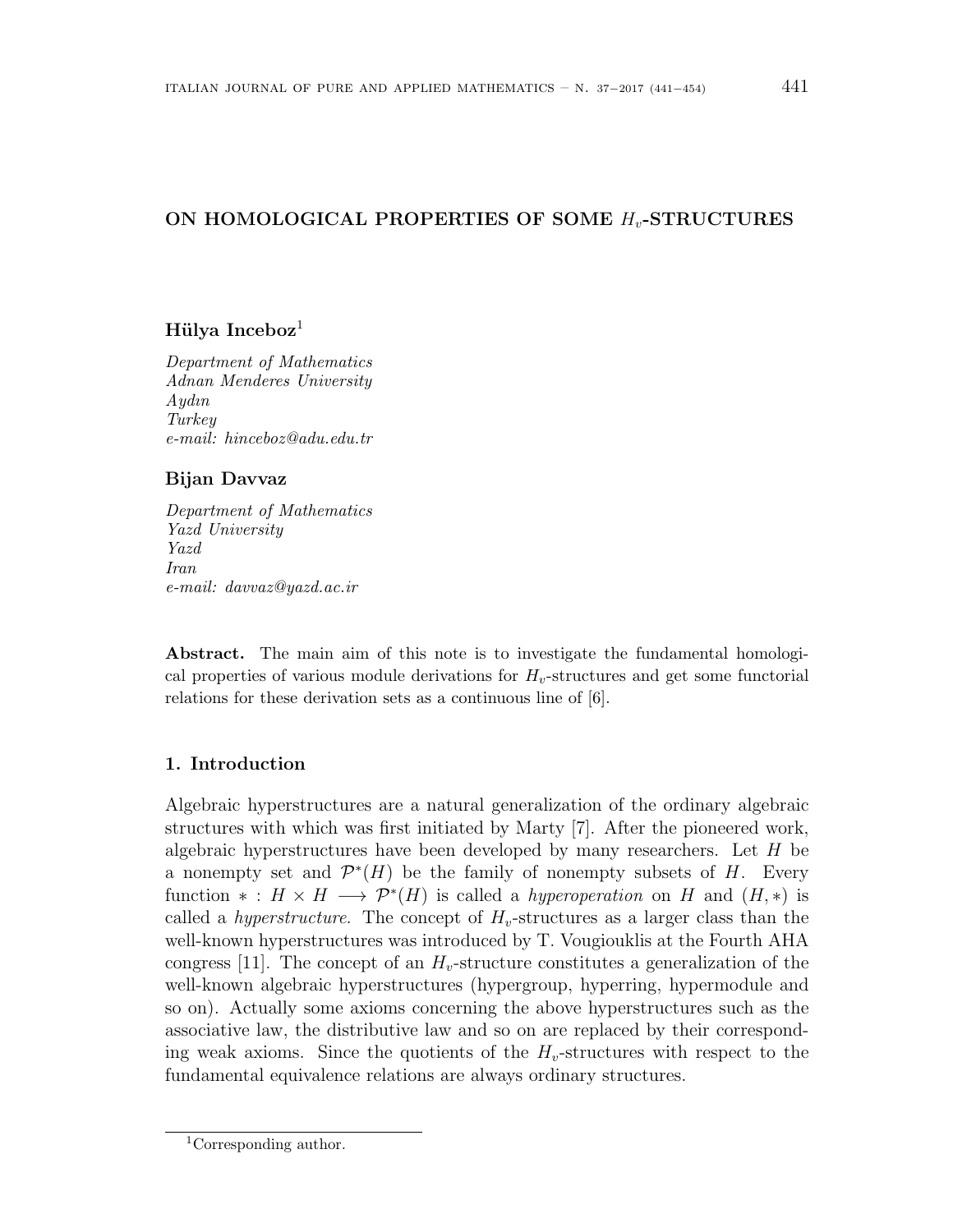# ON HOMOLOGICAL PROPERTIES OF SOME $H_v$-STRUCTURES

**Hülya Inceboz**[1]

*Department of Mathematics*
*Adnan Menderes University*
*Aydın*
*Turkey*
*e-mail: hinceboz@adu.edu.tr*

**Bijan Davvaz**

*Department of Mathematics*
*Yazd University*
*Yazd*
*Iran*
*e-mail: davvaz@yazd.ac.ir*

**Abstract.** The main aim of this note is to investigate the fundamental homological properties of various module derivations for $H_v$-structures and get some functorial relations for these derivation sets as a continuous line of [6].

## 1. Introduction

Algebraic hyperstructures are a natural generalization of the ordinary algebraic structures with which was first initiated by Marty [7]. After the pioneered work, algebraic hyperstructures have been developed by many researchers. Let $H$ be a nonempty set and $\mathcal{P}^*(H)$ be the family of nonempty subsets of $H$. Every function $* : H \times H \longrightarrow \mathcal{P}^*(H)$ is called a *hyperoperation* on $H$ and $(H, *)$ is called a *hyperstructure*. The concept of $H_v$-structures as a larger class than the well-known hyperstructures was introduced by T. Vougiouklis at the Fourth AHA congress [11]. The concept of an $H_v$-structure constitutes a generalization of the well-known algebraic hyperstructures (hypergroup, hyperring, hypermodule and so on). Actually some axioms concerning the above hyperstructures such as the associative law, the distributive law and so on are replaced by their corresponding weak axioms. Since the quotients of the $H_v$-structures with respect to the fundamental equivalence relations are always ordinary structures.

[1]Corresponding author.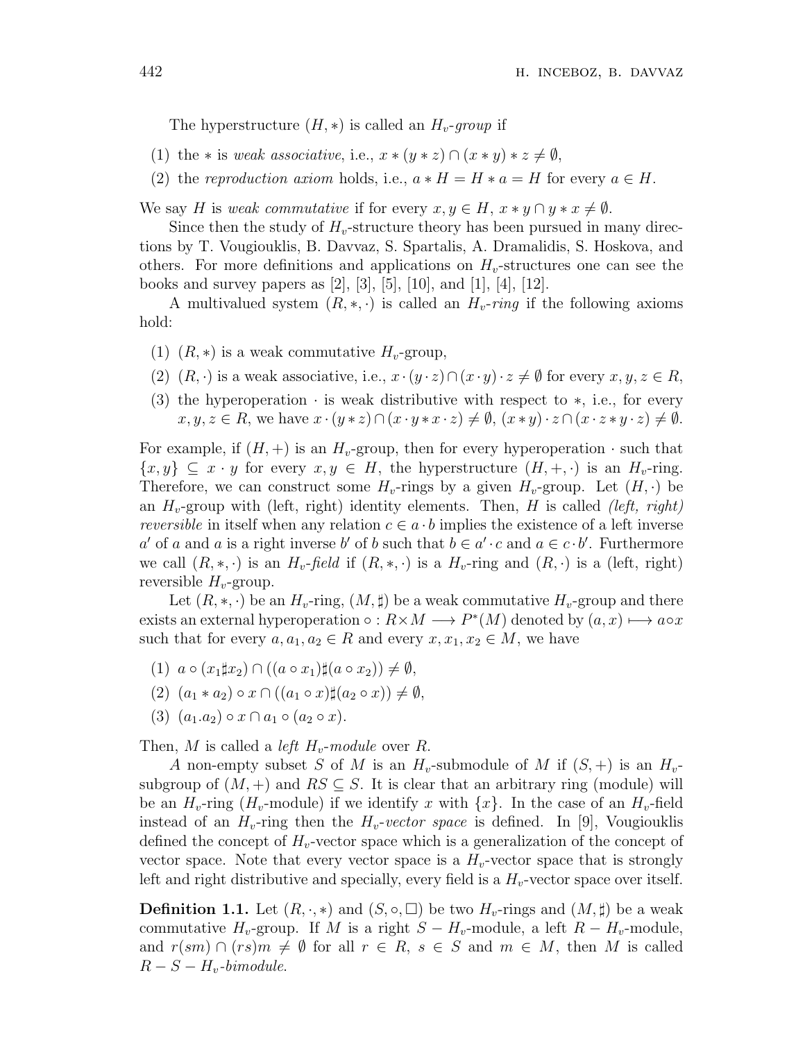The hyperstructure $(H, *)$ is called an *$H_v$-group* if

(1) the $*$ is *weak associative*, i.e., $x * (y * z) \cap (x * y) * z \neq \emptyset$,

(2) the *reproduction axiom* holds, i.e., $a * H = H * a = H$ for every $a \in H$.

We say $H$ is *weak commutative* if for every $x, y \in H$, $x * y \cap y * x \neq \emptyset$.

Since then the study of $H_v$-structure theory has been pursued in many directions by T. Vougiouklis, B. Davvaz, S. Spartalis, A. Dramalidis, S. Hoskova, and others. For more definitions and applications on $H_v$-structures one can see the books and survey papers as [2], [3], [5], [10], and [1], [4], [12].

A multivalued system $(R, *, \cdot)$ is called an *$H_v$-ring* if the following axioms hold:

(1) $(R, *)$ is a weak commutative $H_v$-group,

(2) $(R, \cdot)$ is a weak associative, i.e., $x \cdot (y \cdot z) \cap (x \cdot y) \cdot z \neq \emptyset$ for every $x, y, z \in R$,

(3) the hyperoperation $\cdot$ is weak distributive with respect to $*$, i.e., for every $x, y, z \in R$, we have $x \cdot (y * z) \cap (x \cdot y * x \cdot z) \neq \emptyset$, $(x * y) \cdot z \cap (x \cdot z * y \cdot z) \neq \emptyset$.

For example, if $(H, +)$ is an $H_v$-group, then for every hyperoperation $\cdot$ such that $\{x, y\} \subseteq x \cdot y$ for every $x, y \in H$, the hyperstructure $(H, +, \cdot)$ is an $H_v$-ring. Therefore, we can construct some $H_v$-rings by a given $H_v$-group. Let $(H, \cdot)$ be an $H_v$-group with (left, right) identity elements. Then, $H$ is called *(left, right) reversible* in itself when any relation $c \in a \cdot b$ implies the existence of a left inverse $a'$ of $a$ and $a$ is a right inverse $b'$ of $b$ such that $b \in a' \cdot c$ and $a \in c \cdot b'$. Furthermore we call $(R, *, \cdot)$ is an *$H_v$-field* if $(R, *, \cdot)$ is a $H_v$-ring and $(R, \cdot)$ is a (left, right) reversible $H_v$-group.

Let $(R, *, \cdot)$ be an $H_v$-ring, $(M, \sharp)$ be a weak commutative $H_v$-group and there exists an external hyperoperation $\circ : R \times M \longrightarrow P^*(M)$ denoted by $(a, x) \longmapsto a \circ x$ such that for every $a, a_1, a_2 \in R$ and every $x, x_1, x_2 \in M$, we have

(1) $a \circ (x_1 \sharp x_2) \cap ((a \circ x_1) \sharp (a \circ x_2)) \neq \emptyset$,

(2) $(a_1 * a_2) \circ x \cap ((a_1 \circ x) \sharp (a_2 \circ x)) \neq \emptyset$,

(3) $(a_1.a_2) \circ x \cap a_1 \circ (a_2 \circ x)$.

Then, $M$ is called a *left $H_v$-module* over $R$.

A non-empty subset $S$ of $M$ is an $H_v$-submodule of $M$ if $(S, +)$ is an $H_v$-subgroup of $(M, +)$ and $RS \subseteq S$. It is clear that an arbitrary ring (module) will be an $H_v$-ring ($H_v$-module) if we identify $x$ with $\{x\}$. In the case of an $H_v$-field instead of an $H_v$-ring then the *$H_v$-vector space* is defined. In [9], Vougiouklis defined the concept of $H_v$-vector space which is a generalization of the concept of vector space. Note that every vector space is a $H_v$-vector space that is strongly left and right distributive and specially, every field is a $H_v$-vector space over itself.

**Definition 1.1.** Let $(R, \cdot, *)$ and $(S, \circ, \square)$ be two $H_v$-rings and $(M, \sharp)$ be a weak commutative $H_v$-group. If $M$ is a right $S - H_v$-module, a left $R - H_v$-module, and $r(sm) \cap (rs)m \neq \emptyset$ for all $r \in R$, $s \in S$ and $m \in M$, then $M$ is called *$R - S - H_v$-bimodule.*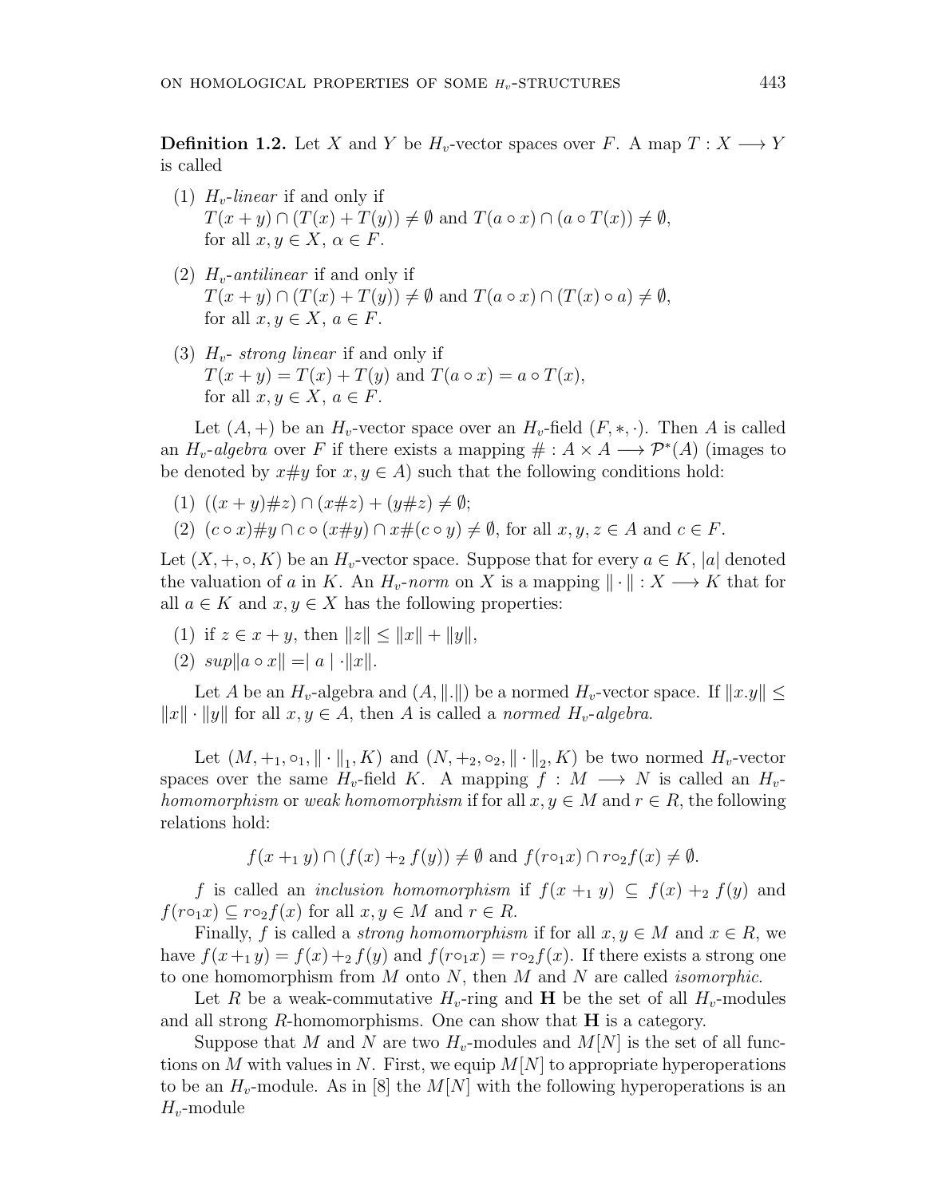**Definition 1.2.** Let $X$ and $Y$ be $H_v$-vector spaces over $F$. A map $T : X \longrightarrow Y$ is called

(1) *$H_v$-linear* if and only if
$T(x + y) \cap (T(x) + T(y)) \neq \emptyset$ and $T(a \circ x) \cap (a \circ T(x)) \neq \emptyset$,
for all $x, y \in X$, $\alpha \in F$.

(2) *$H_v$-antilinear* if and only if
$T(x + y) \cap (T(x) + T(y)) \neq \emptyset$ and $T(a \circ x) \cap (T(x) \circ a) \neq \emptyset$,
for all $x, y \in X$, $a \in F$.

(3) *$H_v$- strong linear* if and only if
$T(x + y) = T(x) + T(y)$ and $T(a \circ x) = a \circ T(x)$,
for all $x, y \in X$, $a \in F$.

Let $(A, +)$ be an $H_v$-vector space over an $H_v$-field $(F, *, \cdot)$. Then $A$ is called an *$H_v$-algebra* over $F$ if there exists a mapping $\# : A \times A \longrightarrow \mathcal{P}^*(A)$ (images to be denoted by $x\#y$ for $x, y \in A$) such that the following conditions hold:

(1) $((x + y)\#z) \cap (x\#z) + (y\#z) \neq \emptyset$;

(2) $(c \circ x)\#y \cap c \circ (x\#y) \cap x\#(c \circ y) \neq \emptyset$, for all $x, y, z \in A$ and $c \in F$.

Let $(X, +, \circ, K)$ be an $H_v$-vector space. Suppose that for every $a \in K$, $|a|$ denoted the valuation of $a$ in $K$. An *$H_v$-norm* on $X$ is a mapping $\| \cdot \| : X \longrightarrow K$ that for all $a \in K$ and $x, y \in X$ has the following properties:

(1) if $z \in x + y$, then $\|z\| \leq \|x\| + \|y\|$,

(2) $sup\|a \circ x\| = \mid a \mid \cdot \|x\|$.

Let $A$ be an $H_v$-algebra and $(A, \|.\|)$ be a normed $H_v$-vector space. If $\|x.y\| \leq \|x\| \cdot \|y\|$ for all $x, y \in A$, then $A$ is called a *normed $H_v$-algebra*.

Let $(M, +_1, \circ_1, \| \cdot \|_1, K)$ and $(N, +_2, \circ_2, \| \cdot \|_2, K)$ be two normed $H_v$-vector spaces over the same $H_v$-field $K$. A mapping $f : M \longrightarrow N$ is called an *$H_v$-homomorphism* or *weak homomorphism* if for all $x, y \in M$ and $r \in R$, the following relations hold:

$$f(x +_1 y) \cap (f(x) +_2 f(y)) \neq \emptyset \text{ and } f(r \circ_1 x) \cap r \circ_2 f(x) \neq \emptyset.$$

$f$ is called an *inclusion homomorphism* if $f(x +_1 y) \subseteq f(x) +_2 f(y)$ and $f(r \circ_1 x) \subseteq r \circ_2 f(x)$ for all $x, y \in M$ and $r \in R$.

Finally, $f$ is called a *strong homomorphism* if for all $x, y \in M$ and $x \in R$, we have $f(x +_1 y) = f(x) +_2 f(y)$ and $f(r \circ_1 x) = r \circ_2 f(x)$. If there exists a strong one to one homomorphism from $M$ onto $N$, then $M$ and $N$ are called *isomorphic*.

Let $R$ be a weak-commutative $H_v$-ring and $\mathbf{H}$ be the set of all $H_v$-modules and all strong $R$-homomorphisms. One can show that $\mathbf{H}$ is a category.

Suppose that $M$ and $N$ are two $H_v$-modules and $M[N]$ is the set of all functions on $M$ with values in $N$. First, we equip $M[N]$ to appropriate hyperoperations to be an $H_v$-module. As in [8] the $M[N]$ with the following hyperoperations is an $H_v$-module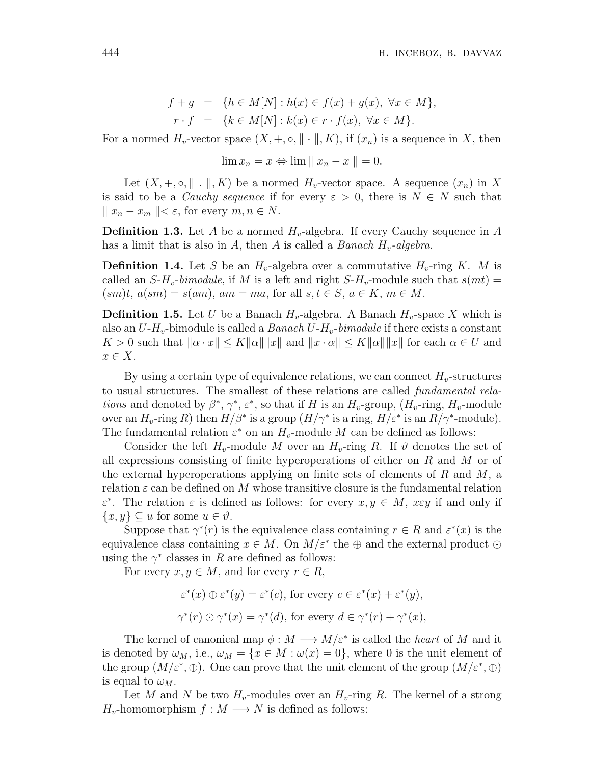$$
\begin{aligned}
f+g &= \{h \in M[N] : h(x) \in f(x)+g(x),\ \forall x \in M\}, \\
r \cdot f &= \{k \in M[N] : k(x) \in r \cdot f(x),\ \forall x \in M\}.
\end{aligned}
$$

For a normed $H_v$-vector space $(X, +, \circ, \| \cdot \|, K)$, if $(x_n)$ is a sequence in $X$, then

$$\lim x_n = x \Leftrightarrow \lim \| x_n - x \| = 0.$$

Let $(X, +, \circ, \| \, . \, \|, K)$ be a normed $H_v$-vector space. A sequence $(x_n)$ in $X$ is said to be a *Cauchy sequence* if for every $\varepsilon > 0$, there is $N \in N$ such that $\| x_n - x_m \| < \varepsilon$, for every $m, n \in N$.

**Definition 1.3.** Let $A$ be a normed $H_v$-algebra. If every Cauchy sequence in $A$ has a limit that is also in $A$, then $A$ is called a *Banach $H_v$-algebra*.

**Definition 1.4.** Let $S$ be an $H_v$-algebra over a commutative $H_v$-ring $K$. $M$ is called an *$S$-$H_v$-bimodule*, if $M$ is a left and right $S$-$H_v$-module such that $s(mt) = (sm)t$, $a(sm) = s(am)$, $am = ma$, for all $s, t \in S$, $a \in K$, $m \in M$.

**Definition 1.5.** Let $U$ be a Banach $H_v$-algebra. A Banach $H_v$-space $X$ which is also an $U$-$H_v$-bimodule is called a *Banach $U$-$H_v$-bimodule* if there exists a constant $K > 0$ such that $\|\alpha \cdot x\| \leq K\|\alpha\|\|x\|$ and $\|x \cdot \alpha\| \leq K\|\alpha\|\|x\|$ for each $\alpha \in U$ and $x \in X$.

By using a certain type of equivalence relations, we can connect $H_v$-structures to usual structures. The smallest of these relations are called *fundamental relations* and denoted by $\beta^*$, $\gamma^*$, $\varepsilon^*$, so that if $H$ is an $H_v$-group, ($H_v$-ring, $H_v$-module over an $H_v$-ring $R$) then $H/\beta^*$ is a group ($H/\gamma^*$ is a ring, $H/\varepsilon^*$ is an $R/\gamma^*$-module). The fundamental relation $\varepsilon^*$ on an $H_v$-module $M$ can be defined as follows:

Consider the left $H_v$-module $M$ over an $H_v$-ring $R$. If $\vartheta$ denotes the set of all expressions consisting of finite hyperoperations of either on $R$ and $M$ or of the external hyperoperations applying on finite sets of elements of $R$ and $M$, a relation $\varepsilon$ can be defined on $M$ whose transitive closure is the fundamental relation $\varepsilon^*$. The relation $\varepsilon$ is defined as follows: for every $x, y \in M$, $x\varepsilon y$ if and only if $\{x, y\} \subseteq u$ for some $u \in \vartheta$.

Suppose that $\gamma^*(r)$ is the equivalence class containing $r \in R$ and $\varepsilon^*(x)$ is the equivalence class containing $x \in M$. On $M/\varepsilon^*$ the $\oplus$ and the external product $\odot$ using the $\gamma^*$ classes in $R$ are defined as follows:

For every $x, y \in M$, and for every $r \in R$,

$$\varepsilon^*(x) \oplus \varepsilon^*(y) = \varepsilon^*(c), \text{ for every } c \in \varepsilon^*(x) + \varepsilon^*(y),$$

$$\gamma^*(r) \odot \gamma^*(x) = \gamma^*(d), \text{ for every } d \in \gamma^*(r) + \gamma^*(x),$$

The kernel of canonical map $\phi : M \longrightarrow M/\varepsilon^*$ is called the *heart* of $M$ and it is denoted by $\omega_M$, i.e., $\omega_M = \{x \in M : \omega(x) = 0\}$, where $0$ is the unit element of the group $(M/\varepsilon^*, \oplus)$. One can prove that the unit element of the group $(M/\varepsilon^*, \oplus)$ is equal to $\omega_M$.

Let $M$ and $N$ be two $H_v$-modules over an $H_v$-ring $R$. The kernel of a strong $H_v$-homomorphism $f : M \longrightarrow N$ is defined as follows: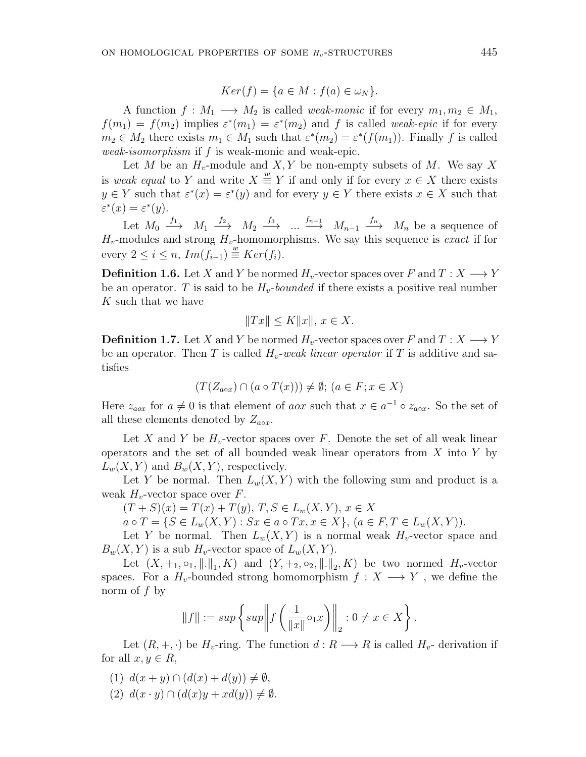$$Ker(f) = \{a \in M : f(a) \in \omega_N\}.$$

A function $f : M_1 \longrightarrow M_2$ is called *weak-monic* if for every $m_1, m_2 \in M_1$, $f(m_1) = f(m_2)$ implies $\varepsilon^*(m_1) = \varepsilon^*(m_2)$ and $f$ is called *weak-epic* if for every $m_2 \in M_2$ there exists $m_1 \in M_1$ such that $\varepsilon^*(m_2) = \varepsilon^*(f(m_1))$. Finally $f$ is called *weak-isomorphism* if $f$ is weak-monic and weak-epic.

Let $M$ be an $H_v$-module and $X, Y$ be non-empty subsets of $M$. We say $X$ is *weak equal* to $Y$ and write $X \overset{w}{\equiv} Y$ if and only if for every $x \in X$ there exists $y \in Y$ such that $\varepsilon^*(x) = \varepsilon^*(y)$ and for every $y \in Y$ there exists $x \in X$ such that $\varepsilon^*(x) = \varepsilon^*(y)$.

Let $M_0 \xrightarrow{f_1} M_1 \xrightarrow{f_2} M_2 \xrightarrow{f_3} \ldots \xrightarrow{f_{n-1}} M_{n-1} \xrightarrow{f_n} M_n$ be a sequence of $H_v$-modules and strong $H_v$-homomorphisms. We say this sequence is *exact* if for every $2 \leq i \leq n$, $Im(f_{i-1}) \overset{w}{\equiv} Ker(f_i)$.

**Definition 1.6.** Let $X$ and $Y$ be normed $H_v$-vector spaces over $F$ and $T : X \longrightarrow Y$ be an operator. $T$ is said to be *$H_v$-bounded* if there exists a positive real number $K$ such that we have

$$\|Tx\| \leq K\|x\|,\ x \in X.$$

**Definition 1.7.** Let $X$ and $Y$ be normed $H_v$-vector spaces over $F$ and $T : X \longrightarrow Y$ be an operator. Then $T$ is called *$H_v$-weak linear operator* if $T$ is additive and satisfies

$$(T(Z_{a \circ x}) \cap (a \circ T(x))) \neq \emptyset;\ (a \in F; x \in X)$$

Here $z_{aox}$ for $a \neq 0$ is that element of $aox$ such that $x \in a^{-1} \circ z_{a \circ x}$. So the set of all these elements denoted by $Z_{a \circ x}$.

Let $X$ and $Y$ be $H_v$-vector spaces over $F$. Denote the set of all weak linear operators and the set of all bounded weak linear operators from $X$ into $Y$ by $L_w(X, Y)$ and $B_w(X, Y)$, respectively.

Let $Y$ be normal. Then $L_w(X, Y)$ with the following sum and product is a weak $H_v$-vector space over $F$.

$(T + S)(x) = T(x) + T(y),\ T, S \in L_w(X, Y),\ x \in X$

$a \circ T = \{S \in L_w(X, Y) : Sx \in a \circ Tx, x \in X\},\ (a \in F, T \in L_w(X, Y)).$

Let $Y$ be normal. Then $L_w(X, Y)$ is a normal weak $H_v$-vector space and $B_w(X, Y)$ is a sub $H_v$-vector space of $L_w(X, Y)$.

Let $(X, +_1, \circ_1, \|.\|_1, K)$ and $(Y, +_2, \circ_2, \|.\|_2, K)$ be two normed $H_v$-vector spaces. For a $H_v$-bounded strong homomorphism $f : X \longrightarrow Y$ , we define the norm of $f$ by

$$\|f\| := sup\left\{ sup\left\| f\left(\frac{1}{\|x\|} \circ_1 x\right)\right\|_2 : 0 \neq x \in X \right\}.$$

Let $(R, +, \cdot)$ be $H_v$-ring. The function $d : R \longrightarrow R$ is called $H_v$- derivation if for all $x, y \in R$,

(1) $d(x + y) \cap (d(x) + d(y)) \neq \emptyset$,

(2) $d(x \cdot y) \cap (d(x)y + xd(y)) \neq \emptyset$.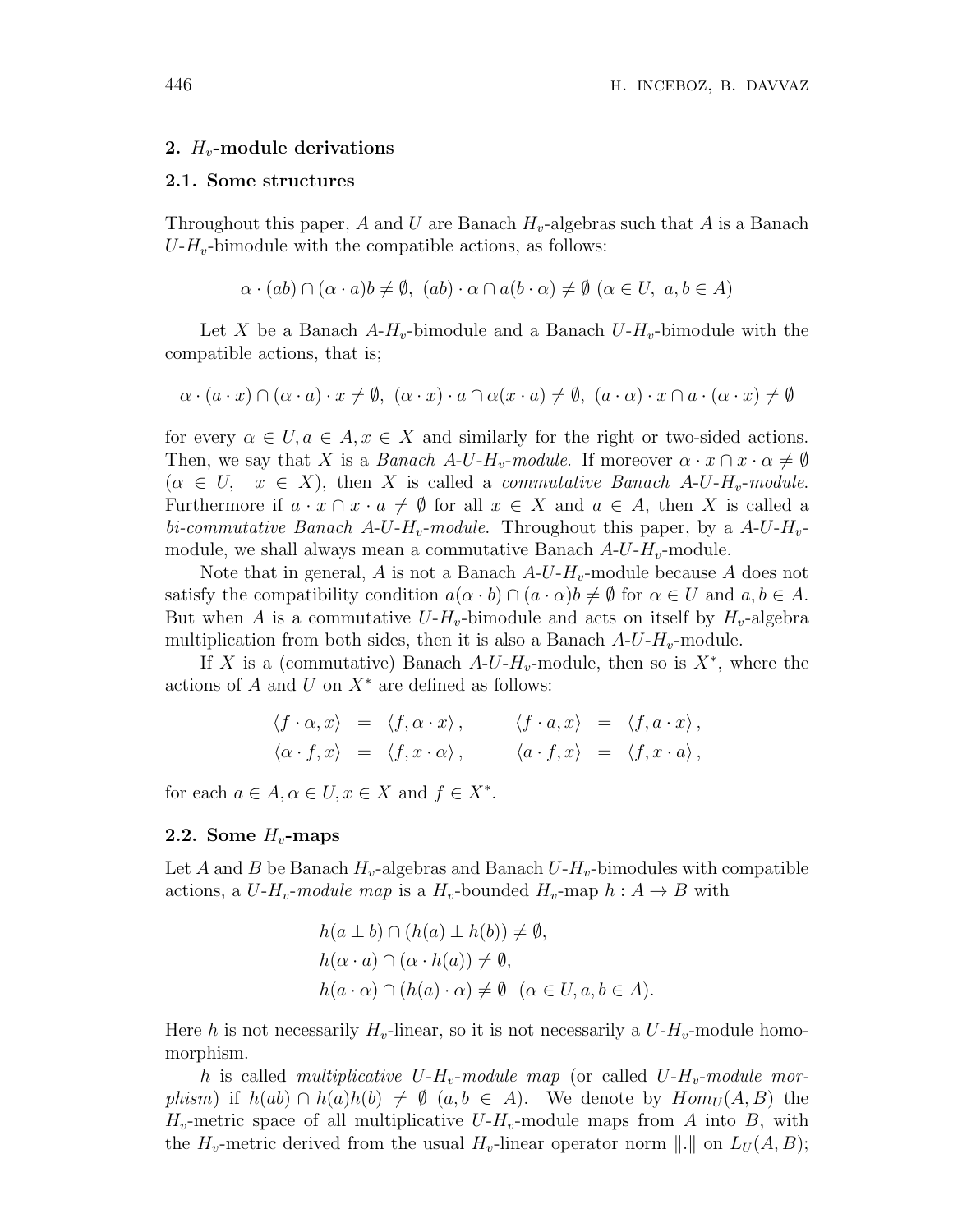## 2. $H_v$-module derivations

### 2.1. Some structures

Throughout this paper, $A$ and $U$ are Banach $H_v$-algebras such that $A$ is a Banach $U$-$H_v$-bimodule with the compatible actions, as follows:

$$\alpha \cdot (ab) \cap (\alpha \cdot a)b \neq \emptyset,\ (ab) \cdot \alpha \cap a(b \cdot \alpha) \neq \emptyset\ (\alpha \in U,\ a, b \in A)$$

Let $X$ be a Banach $A$-$H_v$-bimodule and a Banach $U$-$H_v$-bimodule with the compatible actions, that is;

$$\alpha \cdot (a \cdot x) \cap (\alpha \cdot a) \cdot x \neq \emptyset,\ (\alpha \cdot x) \cdot a \cap \alpha(x \cdot a) \neq \emptyset,\ (a \cdot \alpha) \cdot x \cap a \cdot (\alpha \cdot x) \neq \emptyset$$

for every $\alpha \in U, a \in A, x \in X$ and similarly for the right or two-sided actions. Then, we say that $X$ is a *Banach $A$-$U$-$H_v$-module*. If moreover $\alpha \cdot x \cap x \cdot \alpha \neq \emptyset$ ($\alpha \in U,\quad x \in X$), then $X$ is called a *commutative Banach $A$-$U$-$H_v$-module*. Furthermore if $a \cdot x \cap x \cdot a \neq \emptyset$ for all $x \in X$ and $a \in A$, then $X$ is called a *bi-commutative Banach $A$-$U$-$H_v$-module*. Throughout this paper, by a $A$-$U$-$H_v$-module, we shall always mean a commutative Banach $A$-$U$-$H_v$-module.

Note that in general, $A$ is not a Banach $A$-$U$-$H_v$-module because $A$ does not satisfy the compatibility condition $a(\alpha \cdot b) \cap (a \cdot \alpha)b \neq \emptyset$ for $\alpha \in U$ and $a, b \in A$. But when $A$ is a commutative $U$-$H_v$-bimodule and acts on itself by $H_v$-algebra multiplication from both sides, then it is also a Banach $A$-$U$-$H_v$-module.

If $X$ is a (commutative) Banach $A$-$U$-$H_v$-module, then so is $X^*$, where the actions of $A$ and $U$ on $X^*$ are defined as follows:

$$\begin{aligned} \langle f \cdot \alpha, x \rangle &= \langle f, \alpha \cdot x \rangle, & \langle f \cdot a, x \rangle &= \langle f, a \cdot x \rangle, \\ \langle \alpha \cdot f, x \rangle &= \langle f, x \cdot \alpha \rangle, & \langle a \cdot f, x \rangle &= \langle f, x \cdot a \rangle, \end{aligned}$$

for each $a \in A, \alpha \in U, x \in X$ and $f \in X^*$.

### 2.2. Some $H_v$-maps

Let $A$ and $B$ be Banach $H_v$-algebras and Banach $U$-$H_v$-bimodules with compatible actions, a *$U$-$H_v$-module map* is a $H_v$-bounded $H_v$-map $h : A \to B$ with

$$\begin{aligned} &h(a \pm b) \cap (h(a) \pm h(b)) \neq \emptyset, \\ &h(\alpha \cdot a) \cap (\alpha \cdot h(a)) \neq \emptyset, \\ &h(a \cdot \alpha) \cap (h(a) \cdot \alpha) \neq \emptyset \quad (\alpha \in U, a, b \in A). \end{aligned}$$

Here $h$ is not necessarily $H_v$-linear, so it is not necessarily a $U$-$H_v$-module homomorphism.

$h$ is called *multiplicative $U$-$H_v$-module map* (or called *$U$-$H_v$-module morphism*) if $h(ab) \cap h(a)h(b) \neq \emptyset$ $(a, b \in A)$. We denote by $Hom_U(A, B)$ the $H_v$-metric space of all multiplicative $U$-$H_v$-module maps from $A$ into $B$, with the $H_v$-metric derived from the usual $H_v$-linear operator norm $\|.\|$ on $L_U(A, B)$;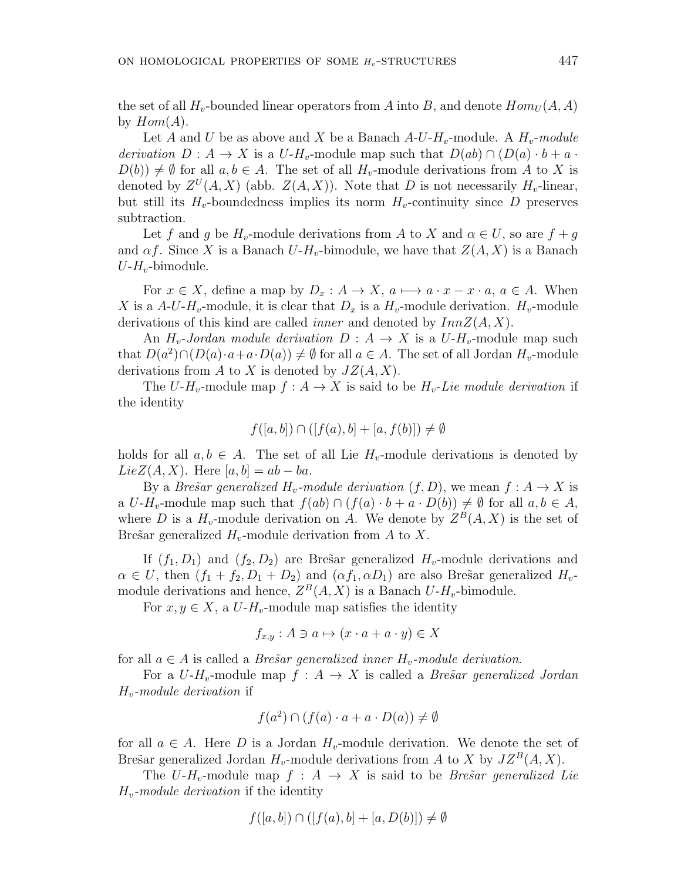the set of all $H_v$-bounded linear operators from $A$ into $B$, and denote $Hom_U(A, A)$ by $Hom(A)$.

Let $A$ and $U$ be as above and $X$ be a Banach $A$-$U$-$H_v$-module. A *$H_v$-module derivation* $D : A \to X$ is a $U$-$H_v$-module map such that $D(ab) \cap (D(a) \cdot b + a \cdot D(b)) \neq \emptyset$ for all $a, b \in A$. The set of all $H_v$-module derivations from $A$ to $X$ is denoted by $Z^U(A, X)$ (abb. $Z(A, X)$). Note that $D$ is not necessarily $H_v$-linear, but still its $H_v$-boundedness implies its norm $H_v$-continuity since $D$ preserves subtraction.

Let $f$ and $g$ be $H_v$-module derivations from $A$ to $X$ and $\alpha \in U$, so are $f + g$ and $\alpha f$. Since $X$ is a Banach $U$-$H_v$-bimodule, we have that $Z(A, X)$ is a Banach $U$-$H_v$-bimodule.

For $x \in X$, define a map by $D_x : A \to X$, $a \longmapsto a \cdot x - x \cdot a$, $a \in A$. When $X$ is a $A$-$U$-$H_v$-module, it is clear that $D_x$ is a $H_v$-module derivation. $H_v$-module derivations of this kind are called *inner* and denoted by $InnZ(A, X)$.

An *$H_v$-Jordan module derivation* $D : A \to X$ is a $U$-$H_v$-module map such that $D(a^2) \cap (D(a) \cdot a + a \cdot D(a)) \neq \emptyset$ for all $a \in A$. The set of all Jordan $H_v$-module derivations from $A$ to $X$ is denoted by $JZ(A, X)$.

The $U$-$H_v$-module map $f : A \to X$ is said to be *$H_v$-Lie module derivation* if the identity

$$f([a, b]) \cap ([f(a), b] + [a, f(b)]) \neq \emptyset$$

holds for all $a, b \in A$. The set of all Lie $H_v$-module derivations is denoted by $LieZ(A, X)$. Here $[a, b] = ab - ba$.

By a *Brešar generalized $H_v$-module derivation* $(f, D)$, we mean $f : A \to X$ is a $U$-$H_v$-module map such that $f(ab) \cap (f(a) \cdot b + a \cdot D(b)) \neq \emptyset$ for all $a, b \in A$, where $D$ is a $H_v$-module derivation on $A$. We denote by $Z^B(A, X)$ is the set of Brešar generalized $H_v$-module derivation from $A$ to $X$.

If $(f_1, D_1)$ and $(f_2, D_2)$ are Brešar generalized $H_v$-module derivations and $\alpha \in U$, then $(f_1 + f_2, D_1 + D_2)$ and $(\alpha f_1, \alpha D_1)$ are also Brešar generalized $H_v$-module derivations and hence, $Z^B(A, X)$ is a Banach $U$-$H_v$-bimodule.

For $x, y \in X$, a $U$-$H_v$-module map satisfies the identity

$$f_{x,y} : A \ni a \mapsto (x \cdot a + a \cdot y) \in X$$

for all $a \in A$ is called a *Brešar generalized inner $H_v$-module derivation*.

For a $U$-$H_v$-module map $f : A \to X$ is called a *Brešar generalized Jordan $H_v$-module derivation* if

$$f(a^2) \cap (f(a) \cdot a + a \cdot D(a)) \neq \emptyset$$

for all $a \in A$. Here $D$ is a Jordan $H_v$-module derivation. We denote the set of Brešar generalized Jordan $H_v$-module derivations from $A$ to $X$ by $JZ^B(A, X)$.

The $U$-$H_v$-module map $f : A \to X$ is said to be *Brešar generalized Lie $H_v$-module derivation* if the identity

$$f([a, b]) \cap ([f(a), b] + [a, D(b)]) \neq \emptyset$$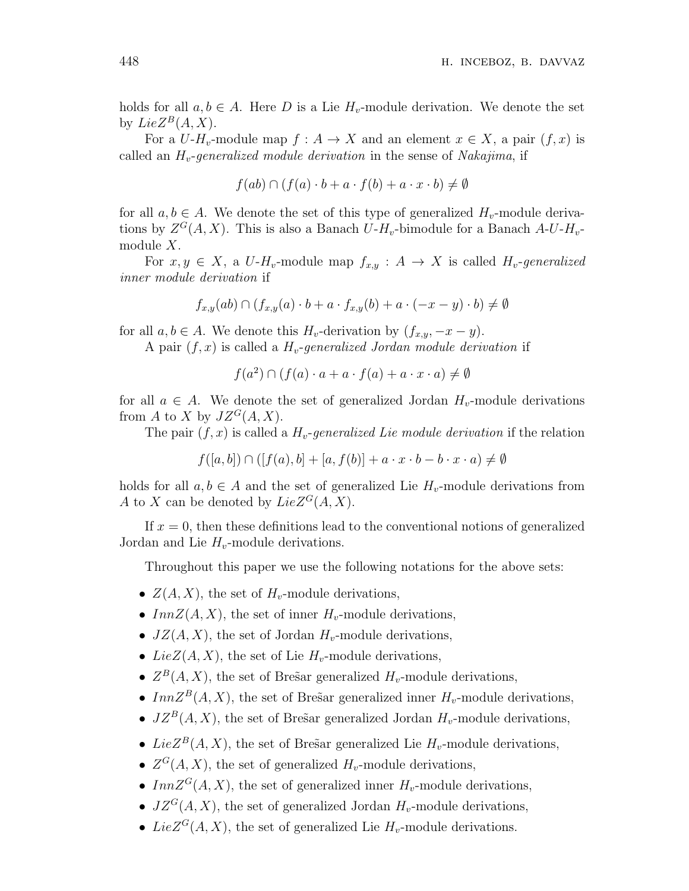holds for all $a, b \in A$. Here $D$ is a Lie $H_v$-module derivation. We denote the set by $LieZ^B(A, X)$.

For a $U$-$H_v$-module map $f : A \to X$ and an element $x \in X$, a pair $(f, x)$ is called an *$H_v$-generalized module derivation* in the sense of *Nakajima*, if

$$f(ab) \cap (f(a) \cdot b + a \cdot f(b) + a \cdot x \cdot b) \neq \emptyset$$

for all $a, b \in A$. We denote the set of this type of generalized $H_v$-module derivations by $Z^G(A, X)$. This is also a Banach $U$-$H_v$-bimodule for a Banach $A$-$U$-$H_v$-module $X$.

For $x, y \in X$, a $U$-$H_v$-module map $f_{x,y} : A \to X$ is called *$H_v$-generalized inner module derivation* if

$$f_{x,y}(ab) \cap (f_{x,y}(a) \cdot b + a \cdot f_{x,y}(b) + a \cdot (-x - y) \cdot b) \neq \emptyset$$

for all $a, b \in A$. We denote this $H_v$-derivation by $(f_{x,y}, -x - y)$.

A pair $(f, x)$ is called a *$H_v$-generalized Jordan module derivation* if

$$f(a^2) \cap (f(a) \cdot a + a \cdot f(a) + a \cdot x \cdot a) \neq \emptyset$$

for all $a \in A$. We denote the set of generalized Jordan $H_v$-module derivations from $A$ to $X$ by $JZ^G(A, X)$.

The pair $(f, x)$ is called a *$H_v$-generalized Lie module derivation* if the relation

$$f([a, b]) \cap ([f(a), b] + [a, f(b)] + a \cdot x \cdot b - b \cdot x \cdot a) \neq \emptyset$$

holds for all $a, b \in A$ and the set of generalized Lie $H_v$-module derivations from $A$ to $X$ can be denoted by $LieZ^G(A, X)$.

If $x = 0$, then these definitions lead to the conventional notions of generalized Jordan and Lie $H_v$-module derivations.

Throughout this paper we use the following notations for the above sets:

- $Z(A, X)$, the set of $H_v$-module derivations,
- $InnZ(A, X)$, the set of inner $H_v$-module derivations,
- $JZ(A, X)$, the set of Jordan $H_v$-module derivations,
- $LieZ(A, X)$, the set of Lie $H_v$-module derivations,
- $Z^B(A, X)$, the set of Bre\~sar generalized $H_v$-module derivations,
- $InnZ^B(A, X)$, the set of Bre\~sar generalized inner $H_v$-module derivations,
- $JZ^B(A, X)$, the set of Bre\~sar generalized Jordan $H_v$-module derivations,
- $LieZ^B(A, X)$, the set of Bre\~sar generalized Lie $H_v$-module derivations,
- $Z^G(A, X)$, the set of generalized $H_v$-module derivations,
- $InnZ^G(A, X)$, the set of generalized inner $H_v$-module derivations,
- $JZ^G(A, X)$, the set of generalized Jordan $H_v$-module derivations,
- $LieZ^G(A, X)$, the set of generalized Lie $H_v$-module derivations.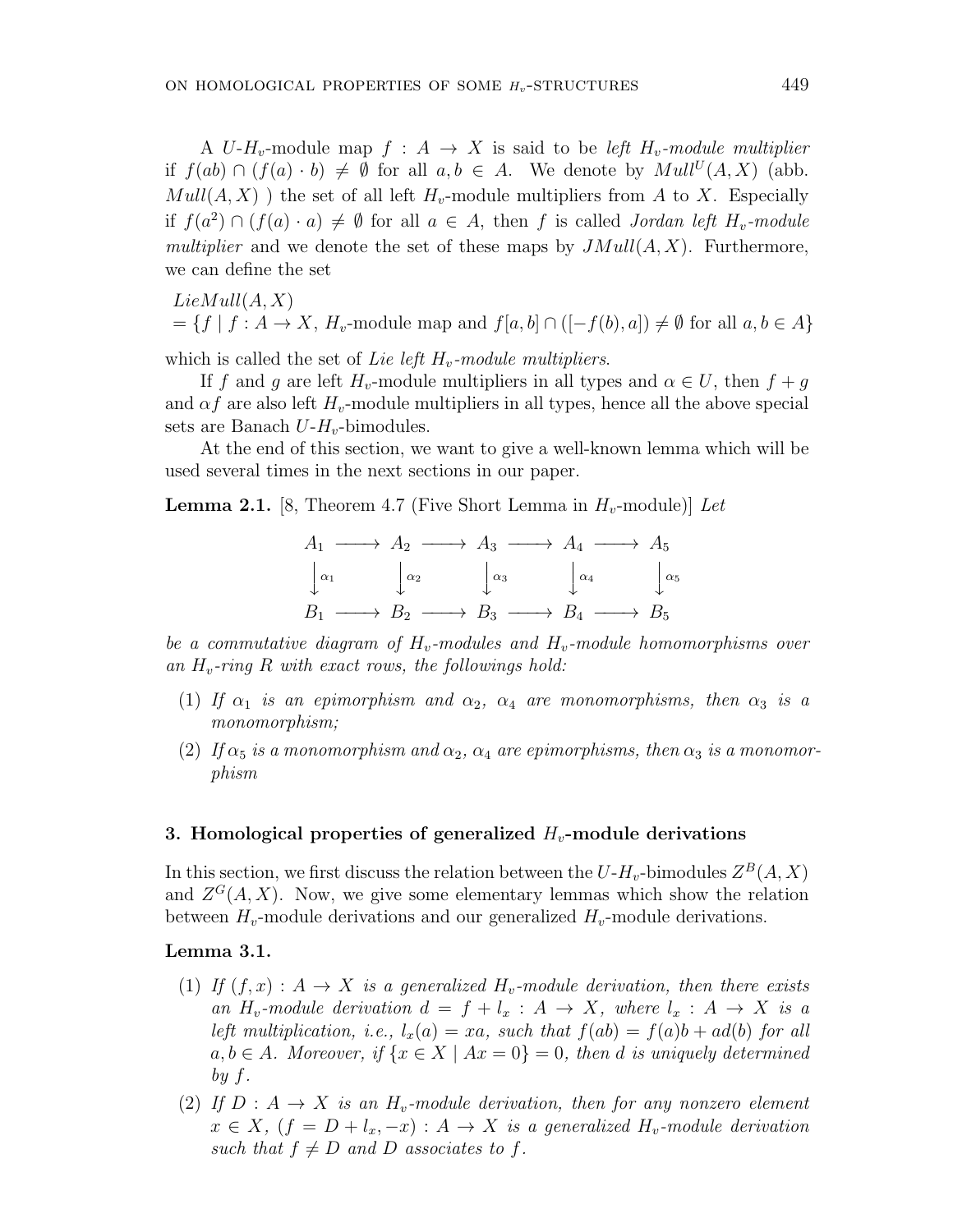A $U$-$H_v$-module map $f : A \to X$ is said to be *left $H_v$-module multiplier* if $f(ab) \cap (f(a) \cdot b) \neq \emptyset$ for all $a, b \in A$. We denote by $Mull^U(A, X)$ (abb. $Mull(A, X)$ ) the set of all left $H_v$-module multipliers from $A$ to $X$. Especially if $f(a^2) \cap (f(a) \cdot a) \neq \emptyset$ for all $a \in A$, then $f$ is called *Jordan left $H_v$-module multiplier* and we denote the set of these maps by $JMull(A, X)$. Furthermore, we can define the set

$$
\begin{aligned}
&LieMull(A, X) \\
&= \{f \mid f : A \to X,\ H_v\text{-module map and } f[a, b] \cap ([-f(b), a]) \neq \emptyset \text{ for all } a, b \in A\}
\end{aligned}
$$

which is called the set of *Lie left $H_v$-module multipliers*.

If $f$ and $g$ are left $H_v$-module multipliers in all types and $\alpha \in U$, then $f + g$ and $\alpha f$ are also left $H_v$-module multipliers in all types, hence all the above special sets are Banach $U$-$H_v$-bimodules.

At the end of this section, we want to give a well-known lemma which will be used several times in the next sections in our paper.

**Lemma 2.1.** [8, Theorem 4.7 (Five Short Lemma in $H_v$-module)] *Let*

$$
\begin{array}{ccccccccc}
A_1 & \longrightarrow & A_2 & \longrightarrow & A_3 & \longrightarrow & A_4 & \longrightarrow & A_5 \\
\downarrow{\scriptstyle \alpha_1} & & \downarrow{\scriptstyle \alpha_2} & & \downarrow{\scriptstyle \alpha_3} & & \downarrow{\scriptstyle \alpha_4} & & \downarrow{\scriptstyle \alpha_5} \\
B_1 & \longrightarrow & B_2 & \longrightarrow & B_3 & \longrightarrow & B_4 & \longrightarrow & B_5
\end{array}
$$

*be a commutative diagram of $H_v$-modules and $H_v$-module homomorphisms over an $H_v$-ring $R$ with exact rows, the followings hold:*

1. *If $\alpha_1$ is an epimorphism and $\alpha_2$, $\alpha_4$ are monomorphisms, then $\alpha_3$ is a monomorphism;*
2. *If $\alpha_5$ is a monomorphism and $\alpha_2$, $\alpha_4$ are epimorphisms, then $\alpha_3$ is a monomorphism*

## 3. Homological properties of generalized $H_v$-module derivations

In this section, we first discuss the relation between the $U$-$H_v$-bimodules $Z^B(A, X)$ and $Z^G(A, X)$. Now, we give some elementary lemmas which show the relation between $H_v$-module derivations and our generalized $H_v$-module derivations.

**Lemma 3.1.**

1. *If $(f, x) : A \to X$ is a generalized $H_v$-module derivation, then there exists an $H_v$-module derivation $d = f + l_x : A \to X$, where $l_x : A \to X$ is a left multiplication, i.e., $l_x(a) = xa$, such that $f(ab) = f(a)b + ad(b)$ for all $a, b \in A$. Moreover, if $\{x \in X \mid Ax = 0\} = 0$, then $d$ is uniquely determined by $f$.*
2. *If $D : A \to X$ is an $H_v$-module derivation, then for any nonzero element $x \in X$, $(f = D + l_x, -x) : A \to X$ is a generalized $H_v$-module derivation such that $f \neq D$ and $D$ associates to $f$.*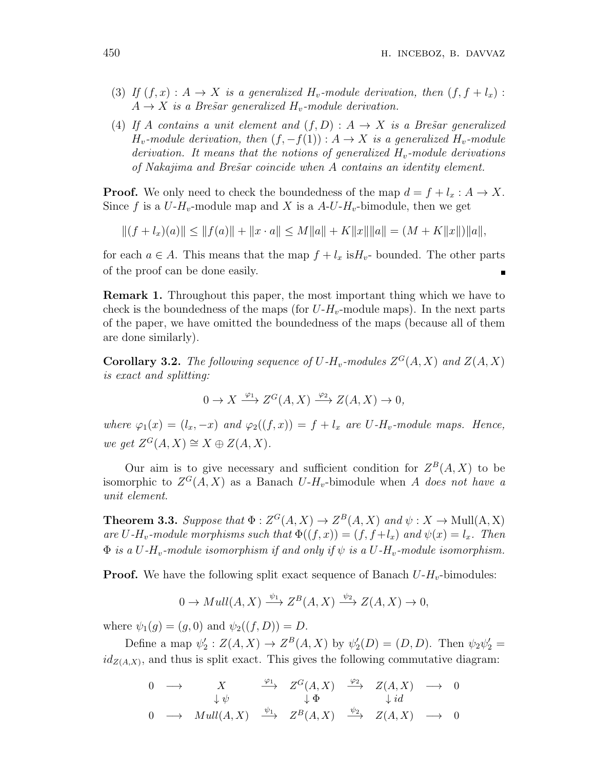(3) *If $(f,x) : A \to X$ is a generalized $H_v$-module derivation, then $(f, f + l_x) : A \to X$ is a Brešar generalized $H_v$-module derivation.*

(4) *If $A$ contains a unit element and $(f, D) : A \to X$ is a Brešar generalized $H_v$-module derivation, then $(f, -f(1)) : A \to X$ is a generalized $H_v$-module derivation. It means that the notions of generalized $H_v$-module derivations of Nakajima and Brešar coincide when $A$ contains an identity element.*

**Proof.** We only need to check the boundedness of the map $d = f + l_x : A \to X$. Since $f$ is a $U$-$H_v$-module map and $X$ is a $A$-$U$-$H_v$-bimodule, then we get

$$\|(f + l_x)(a)\| \le \|f(a)\| + \|x \cdot a\| \le M\|a\| + K\|x\|\|a\| = (M + K\|x\|)\|a\|,$$

for each $a \in A$. This means that the map $f + l_x$ is$H_v$- bounded. The other parts of the proof can be done easily. ∎

**Remark 1.** Throughout this paper, the most important thing which we have to check is the boundedness of the maps (for $U$-$H_v$-module maps). In the next parts of the paper, we have omitted the boundedness of the maps (because all of them are done similarly).

**Corollary 3.2.** *The following sequence of $U$-$H_v$-modules $Z^G(A,X)$ and $Z(A,X)$ is exact and splitting:*

$$0 \to X \xrightarrow{\varphi_1} Z^G(A,X) \xrightarrow{\varphi_2} Z(A,X) \to 0,$$

*where $\varphi_1(x) = (l_x, -x)$ and $\varphi_2((f,x)) = f + l_x$ are $U$-$H_v$-module maps. Hence, we get $Z^G(A,X) \cong X \oplus Z(A,X)$.*

Our aim is to give necessary and sufficient condition for $Z^B(A,X)$ to be isomorphic to $Z^G(A,X)$ as a Banach $U$-$H_v$-bimodule when $A$ *does not have a unit element*.

**Theorem 3.3.** *Suppose that $\Phi : Z^G(A,X) \to Z^B(A,X)$ and $\psi : X \to \mathrm{Mull(A,X)}$ are $U$-$H_v$-module morphisms such that $\Phi((f,x)) = (f, f + l_x)$ and $\psi(x) = l_x$. Then $\Phi$ is a $U$-$H_v$-module isomorphism if and only if $\psi$ is a $U$-$H_v$-module isomorphism.*

**Proof.** We have the following split exact sequence of Banach $U$-$H_v$-bimodules:

$$0 \to Mull(A,X) \xrightarrow{\psi_1} Z^B(A,X) \xrightarrow{\psi_2} Z(A,X) \to 0,$$

where $\psi_1(g) = (g, 0)$ and $\psi_2((f,D)) = D$.

Define a map $\psi_2' : Z(A,X) \to Z^B(A,X)$ by $\psi_2'(D) = (D,D)$. Then $\psi_2\psi_2' = id_{Z(A,X)}$, and thus is split exact. This gives the following commutative diagram:

$$\begin{array}{ccccccccc}
0 & \longrightarrow & X & \xrightarrow{\varphi_1} & Z^G(A,X) & \xrightarrow{\varphi_2} & Z(A,X) & \longrightarrow & 0 \\
 & & \downarrow \psi & & \downarrow \Phi & & \downarrow id & & \\
0 & \longrightarrow & Mull(A,X) & \xrightarrow{\psi_1} & Z^B(A,X) & \xrightarrow{\psi_2} & Z(A,X) & \longrightarrow & 0
\end{array}$$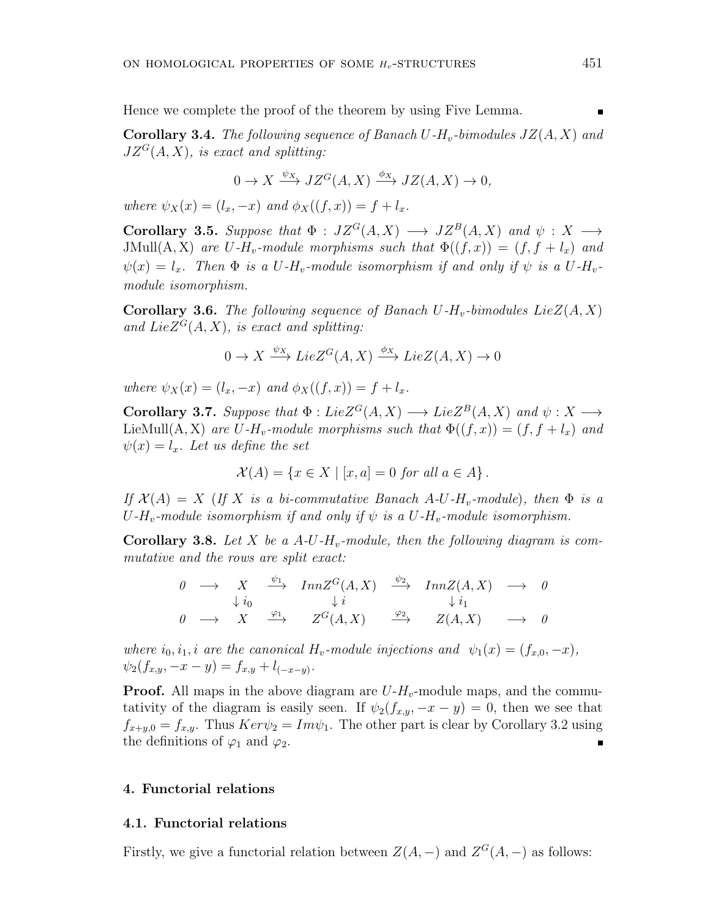Hence we complete the proof of the theorem by using Five Lemma. ∎

**Corollary 3.4.** *The following sequence of Banach $U$-$H_v$-bimodules $JZ(A,X)$ and $JZ^G(A,X)$, is exact and splitting:*

$$0 \to X \xrightarrow{\psi_X} JZ^G(A,X) \xrightarrow{\phi_X} JZ(A,X) \to 0,$$

*where $\psi_X(x) = (l_x, -x)$ and $\phi_X((f,x)) = f + l_x$.*

**Corollary 3.5.** *Suppose that $\Phi : JZ^G(A,X) \longrightarrow JZ^B(A,X)$ and $\psi : X \longrightarrow \mathrm{JMull(A,X)}$ are $U$-$H_v$-module morphisms such that $\Phi((f,x)) = (f, f + l_x)$ and $\psi(x) = l_x$. Then $\Phi$ is a $U$-$H_v$-module isomorphism if and only if $\psi$ is a $U$-$H_v$-module isomorphism.*

**Corollary 3.6.** *The following sequence of Banach $U$-$H_v$-bimodules $LieZ(A,X)$ and $LieZ^G(A,X)$, is exact and splitting:*

$$0 \to X \xrightarrow{\psi_X} LieZ^G(A,X) \xrightarrow{\phi_X} LieZ(A,X) \to 0$$

*where $\psi_X(x) = (l_x, -x)$ and $\phi_X((f,x)) = f + l_x$.*

**Corollary 3.7.** *Suppose that $\Phi : LieZ^G(A,X) \longrightarrow LieZ^B(A,X)$ and $\psi : X \longrightarrow \mathrm{LieMull(A,X)}$ are $U$-$H_v$-module morphisms such that $\Phi((f,x)) = (f, f + l_x)$ and $\psi(x) = l_x$. Let us define the set*

$$\mathcal{X}(A) = \{x \in X \mid [x,a] = 0 \text{ for all } a \in A\}.$$

*If $\mathcal{X}(A) = X$ (If $X$ is a bi-commutative Banach $A$-$U$-$H_v$-module), then $\Phi$ is a $U$-$H_v$-module isomorphism if and only if $\psi$ is a $U$-$H_v$-module isomorphism.*

**Corollary 3.8.** *Let $X$ be a $A$-$U$-$H_v$-module, then the following diagram is commutative and the rows are split exact:*

$$\begin{array}{ccccccccc}
0 & \longrightarrow & X & \xrightarrow{\psi_1} & InnZ^G(A,X) & \xrightarrow{\psi_2} & InnZ(A,X) & \longrightarrow & 0 \\
 & & \downarrow i_0 & & \downarrow i & & \downarrow i_1 & & \\
0 & \longrightarrow & X & \xrightarrow{\varphi_1} & Z^G(A,X) & \xrightarrow{\varphi_2} & Z(A,X) & \longrightarrow & 0
\end{array}$$

*where $i_0, i_1, i$ are the canonical $H_v$-module injections and $\psi_1(x) = (f_{x,0}, -x)$, $\psi_2(f_{x,y}, -x-y) = f_{x,y} + l_{(-x-y)}$.*

**Proof.** All maps in the above diagram are $U$-$H_v$-module maps, and the commutativity of the diagram is easily seen. If $\psi_2(f_{x,y}, -x-y) = 0$, then we see that $f_{x+y,0} = f_{x,y}$. Thus $Ker\psi_2 = Im\psi_1$. The other part is clear by Corollary 3.2 using the definitions of $\varphi_1$ and $\varphi_2$. ∎

## 4. Functorial relations

### 4.1. Functorial relations

Firstly, we give a functorial relation between $Z(A,-)$ and $Z^G(A,-)$ as follows: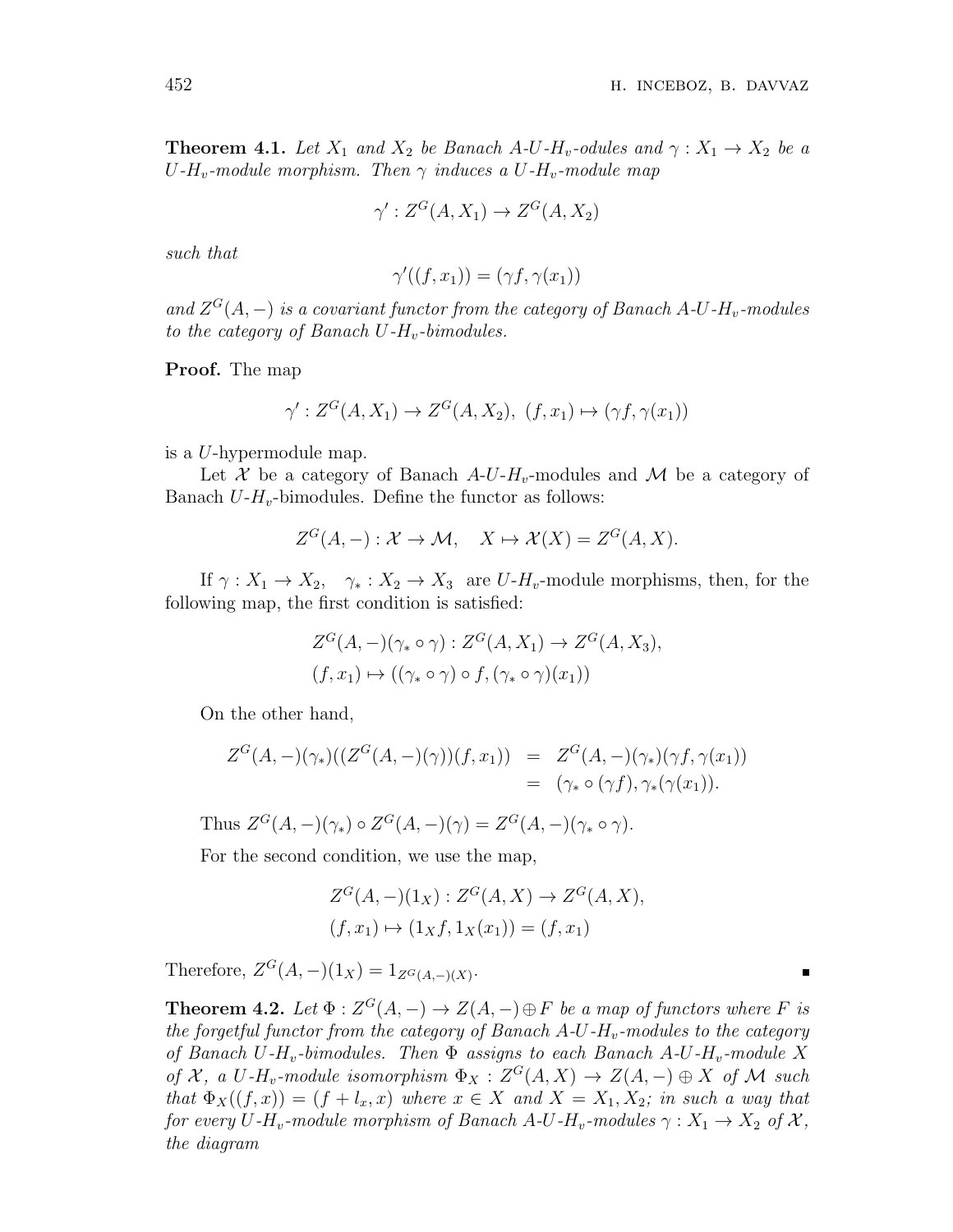**Theorem 4.1.** *Let $X_1$ and $X_2$ be Banach $A$-$U$-$H_v$-odules and $\gamma : X_1 \to X_2$ be a $U$-$H_v$-module morphism. Then $\gamma$ induces a $U$-$H_v$-module map*

$$\gamma' : Z^G(A, X_1) \to Z^G(A, X_2)$$

*such that*

$$\gamma'((f, x_1)) = (\gamma f, \gamma(x_1))$$

*and $Z^G(A, -)$ is a covariant functor from the category of Banach $A$-$U$-$H_v$-modules to the category of Banach $U$-$H_v$-bimodules.*

**Proof.** The map

$$\gamma' : Z^G(A, X_1) \to Z^G(A, X_2),\ (f, x_1) \mapsto (\gamma f, \gamma(x_1))$$

is a $U$-hypermodule map.

Let $\mathcal{X}$ be a category of Banach $A$-$U$-$H_v$-modules and $\mathcal{M}$ be a category of Banach $U$-$H_v$-bimodules. Define the functor as follows:

$$Z^G(A, -) : \mathcal{X} \to \mathcal{M}, \quad X \mapsto \mathcal{X}(X) = Z^G(A, X).$$

If $\gamma : X_1 \to X_2, \quad \gamma_* : X_2 \to X_3$ are $U$-$H_v$-module morphisms, then, for the following map, the first condition is satisfied:

$$\begin{aligned} &Z^G(A, -)(\gamma_* \circ \gamma) : Z^G(A, X_1) \to Z^G(A, X_3), \\ &(f, x_1) \mapsto ((\gamma_* \circ \gamma) \circ f, (\gamma_* \circ \gamma)(x_1)) \end{aligned}$$

On the other hand,

$$\begin{aligned} Z^G(A, -)(\gamma_*)((Z^G(A, -)(\gamma))(f, x_1)) &= Z^G(A, -)(\gamma_*)(\gamma f, \gamma(x_1)) \\ &= (\gamma_* \circ (\gamma f), \gamma_*(\gamma(x_1)). \end{aligned}$$

Thus $Z^G(A, -)(\gamma_*) \circ Z^G(A, -)(\gamma) = Z^G(A, -)(\gamma_* \circ \gamma)$.

For the second condition, we use the map,

$$\begin{aligned} &Z^G(A, -)(1_X) : Z^G(A, X) \to Z^G(A, X), \\ &(f, x_1) \mapsto (1_X f, 1_X(x_1)) = (f, x_1) \end{aligned}$$

Therefore, $Z^G(A, -)(1_X) = 1_{Z^G(A,-)(X)}$. ∎

**Theorem 4.2.** *Let $\Phi : Z^G(A, -) \to Z(A, -) \oplus F$ be a map of functors where $F$ is the forgetful functor from the category of Banach $A$-$U$-$H_v$-modules to the category of Banach $U$-$H_v$-bimodules. Then $\Phi$ assigns to each Banach $A$-$U$-$H_v$-module $X$ of $\mathcal{X}$, a $U$-$H_v$-module isomorphism $\Phi_X : Z^G(A, X) \to Z(A, -) \oplus X$ of $\mathcal{M}$ such that $\Phi_X((f, x)) = (f + l_x, x)$ where $x \in X$ and $X = X_1, X_2$; in such a way that for every $U$-$H_v$-module morphism of Banach $A$-$U$-$H_v$-modules $\gamma : X_1 \to X_2$ of $\mathcal{X}$, the diagram*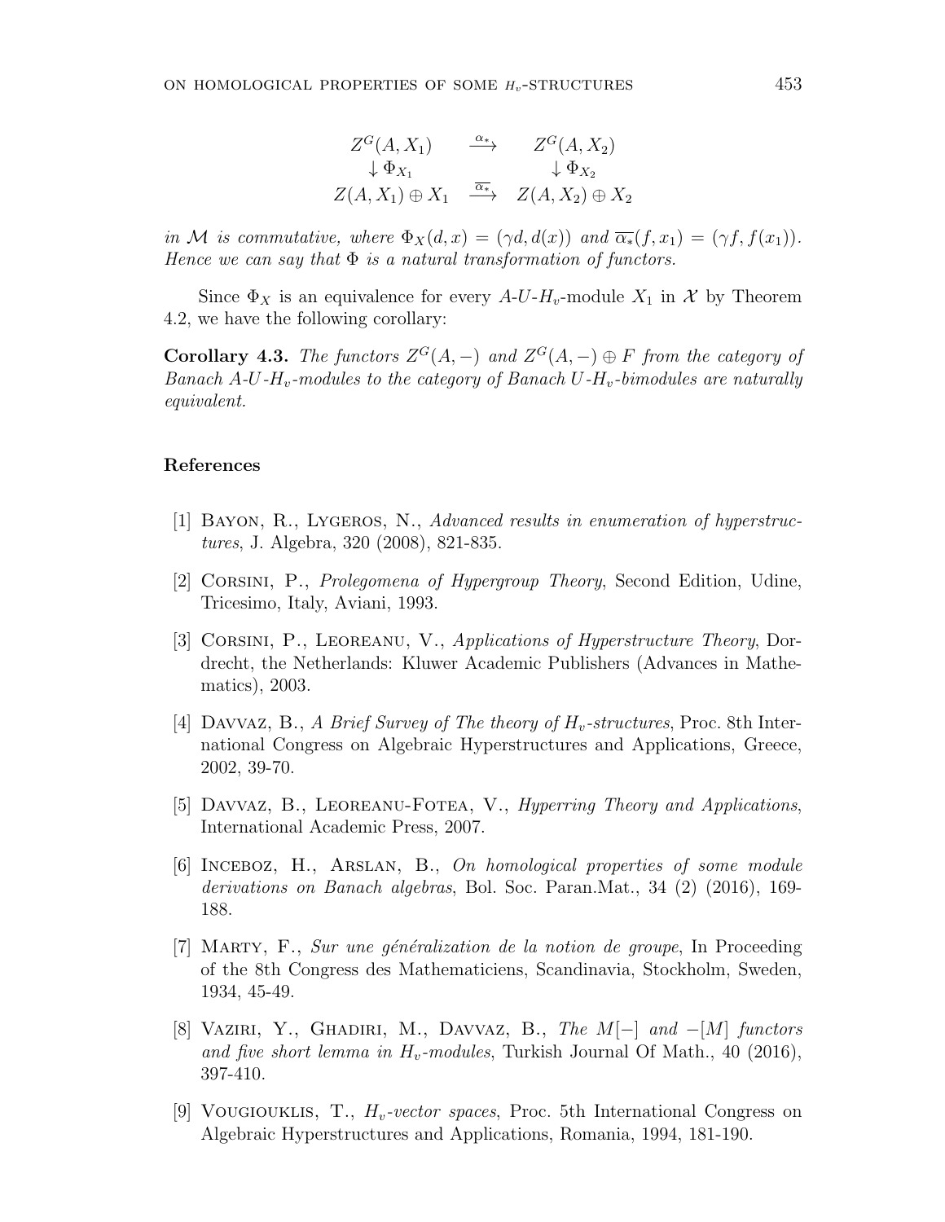$$
\begin{array}{ccc}
Z^G(A, X_1) & \xrightarrow{\alpha_*} & Z^G(A, X_2) \\
\downarrow \Phi_{X_1} & & \downarrow \Phi_{X_2} \\
Z(A, X_1) \oplus X_1 & \xrightarrow{\overline{\alpha_*}} & Z(A, X_2) \oplus X_2
\end{array}
$$

*in $\mathcal{M}$ is commutative, where $\Phi_X(d, x) = (\gamma d, d(x))$ and $\overline{\alpha_*}(f, x_1) = (\gamma f, f(x_1))$. Hence we can say that $\Phi$ is a natural transformation of functors.*

Since $\Phi_X$ is an equivalence for every $A$-$U$-$H_v$-module $X_1$ in $\mathcal{X}$ by Theorem 4.2, we have the following corollary:

**Corollary 4.3.** *The functors $Z^G(A, -)$ and $Z^G(A, -) \oplus F$ from the category of Banach $A$-$U$-$H_v$-modules to the category of Banach $U$-$H_v$-bimodules are naturally equivalent.*

## References

[1] Bayon, R., Lygeros, N., *Advanced results in enumeration of hyperstructures*, J. Algebra, 320 (2008), 821-835.

[2] Corsini, P., *Prolegomena of Hypergroup Theory*, Second Edition, Udine, Tricesimo, Italy, Aviani, 1993.

[3] Corsini, P., Leoreanu, V., *Applications of Hyperstructure Theory*, Dordrecht, the Netherlands: Kluwer Academic Publishers (Advances in Mathematics), 2003.

[4] Davvaz, B., *A Brief Survey of The theory of $H_v$-structures*, Proc. 8th International Congress on Algebraic Hyperstructures and Applications, Greece, 2002, 39-70.

[5] Davvaz, B., Leoreanu-Fotea, V., *Hyperring Theory and Applications*, International Academic Press, 2007.

[6] Inceboz, H., Arslan, B., *On homological properties of some module derivations on Banach algebras*, Bol. Soc. Paran.Mat., 34 (2) (2016), 169-188.

[7] Marty, F., *Sur une généralization de la notion de groupe*, In Proceeding of the 8th Congress des Mathematiciens, Scandinavia, Stockholm, Sweden, 1934, 45-49.

[8] Vaziri, Y., Ghadiri, M., Davvaz, B., *The $M[-]$ and $-[M]$ functors and five short lemma in $H_v$-modules*, Turkish Journal Of Math., 40 (2016), 397-410.

[9] Vougiouklis, T., *$H_v$-vector spaces*, Proc. 5th International Congress on Algebraic Hyperstructures and Applications, Romania, 1994, 181-190.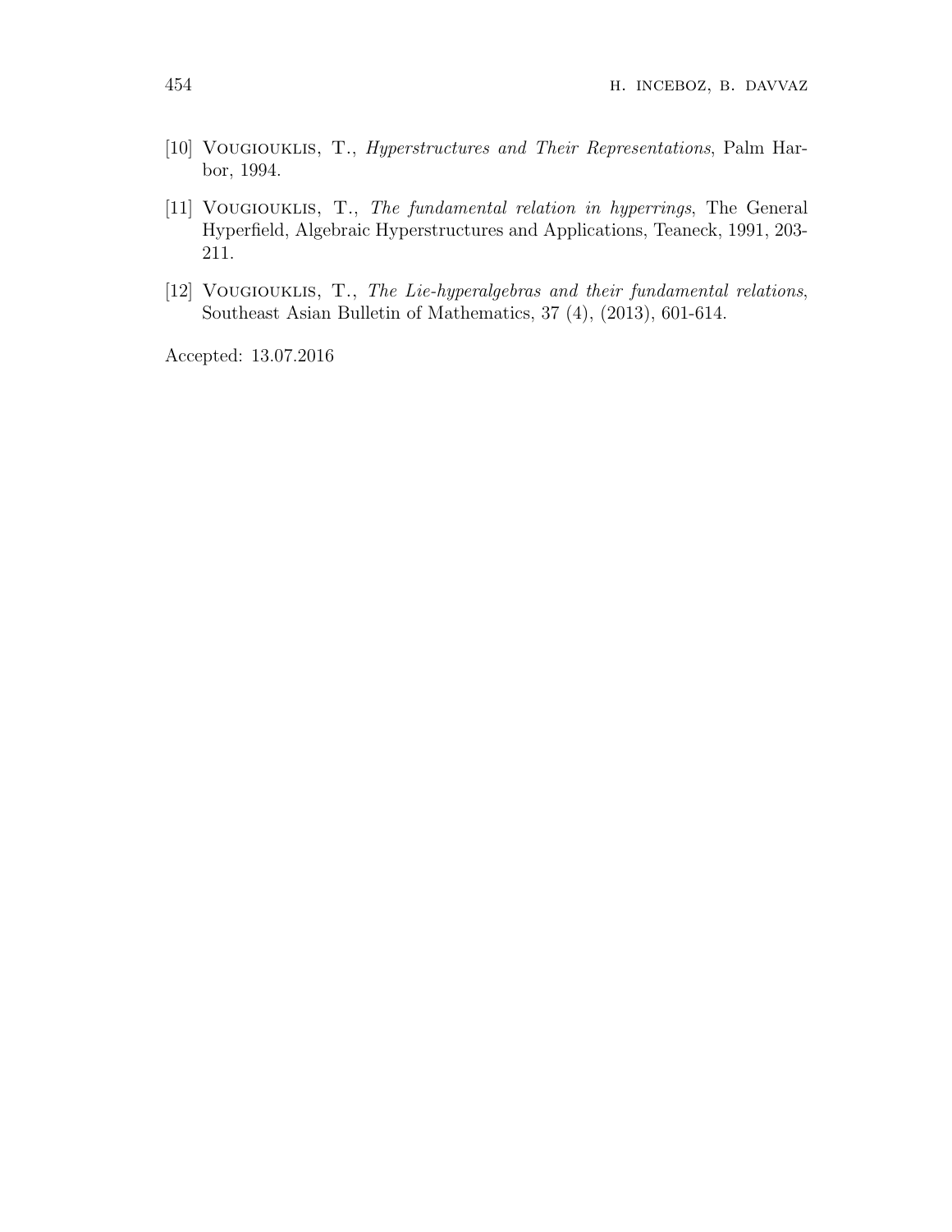[10] Vougiouklis, T., *Hyperstructures and Their Representations*, Palm Harbor, 1994.

[11] Vougiouklis, T., *The fundamental relation in hyperrings*, The General Hyperfield, Algebraic Hyperstructures and Applications, Teaneck, 1991, 203-211.

[12] Vougiouklis, T., *The Lie-hyperalgebras and their fundamental relations*, Southeast Asian Bulletin of Mathematics, 37 (4), (2013), 601-614.

Accepted: 13.07.2016